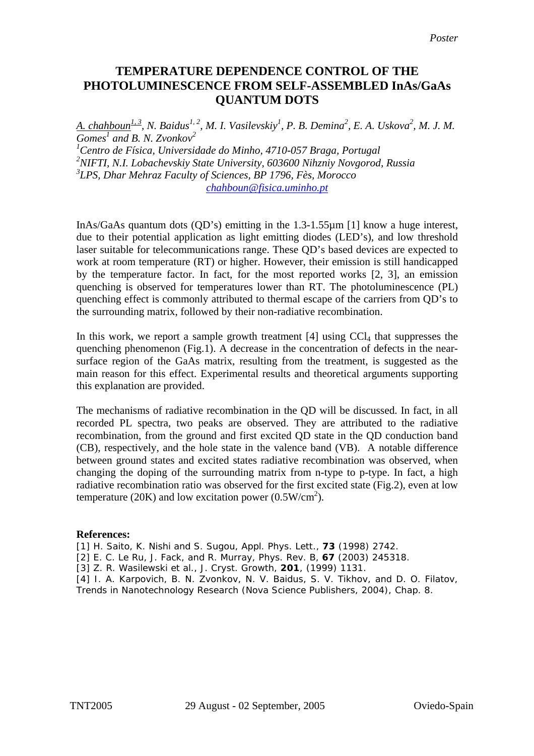*Poster*

# TEMPERATURE DEPENDENCE CONTROL OF THE PHOTOLUMINESCENCE FROM SELF-ASSEMBLED InAs/GaAs QUANTUM DOTS

*A. chahboun[1,3], N. Baidus[1,2], M. I. Vasilevskiy[1], P. B. Demina[2], E. A. Uskova[2], M. J. M. Gomes[1] and B. N. Zvonkov[2]*

[1]*Centro de Física, Universidade do Minho, 4710-057 Braga, Portugal*
[2]*NIFTI, N.I. Lobachevskiy State University, 603600 Nihzniy Novgorod, Russia*
[3]*LPS, Dhar Mehraz Faculty of Sciences, BP 1796, Fès, Morocco*
chahboun@fisica.uminho.pt

InAs/GaAs quantum dots (QD's) emitting in the 1.3-1.55µm [1] know a huge interest, due to their potential application as light emitting diodes (LED's), and low threshold laser suitable for telecommunications range. These QD's based devices are expected to work at room temperature (RT) or higher. However, their emission is still handicapped by the temperature factor. In fact, for the most reported works [2, 3], an emission quenching is observed for temperatures lower than RT. The photoluminescence (PL) quenching effect is commonly attributed to thermal escape of the carriers from QD's to the surrounding matrix, followed by their non-radiative recombination.

In this work, we report a sample growth treatment [4] using $CCl_4$ that suppresses the quenching phenomenon (Fig.1). A decrease in the concentration of defects in the near-surface region of the GaAs matrix, resulting from the treatment, is suggested as the main reason for this effect. Experimental results and theoretical arguments supporting this explanation are provided.

The mechanisms of radiative recombination in the QD will be discussed. In fact, in all recorded PL spectra, two peaks are observed. They are attributed to the radiative recombination, from the ground and first excited QD state in the QD conduction band (CB), respectively, and the hole state in the valence band (VB). A notable difference between ground states and excited states radiative recombination was observed, when changing the doping of the surrounding matrix from n-type to p-type. In fact, a high radiative recombination ratio was observed for the first excited state (Fig.2), even at low temperature (20K) and low excitation power ($0.5W/cm^2$).

**References:**

[1] H. Saito, K. Nishi and S. Sugou, Appl. Phys. Lett., **73** (1998) 2742.
[2] E. C. Le Ru, J. Fack, and R. Murray, Phys. Rev. B, **67** (2003) 245318.
[3] Z. R. Wasilewski et al., J. Cryst. Growth, **201**, (1999) 1131.
[4] I. A. Karpovich, B. N. Zvonkov, N. V. Baidus, S. V. Tikhov, and D. O. Filatov, Trends in Nanotechnology Research (Nova Science Publishers, 2004), Chap. 8.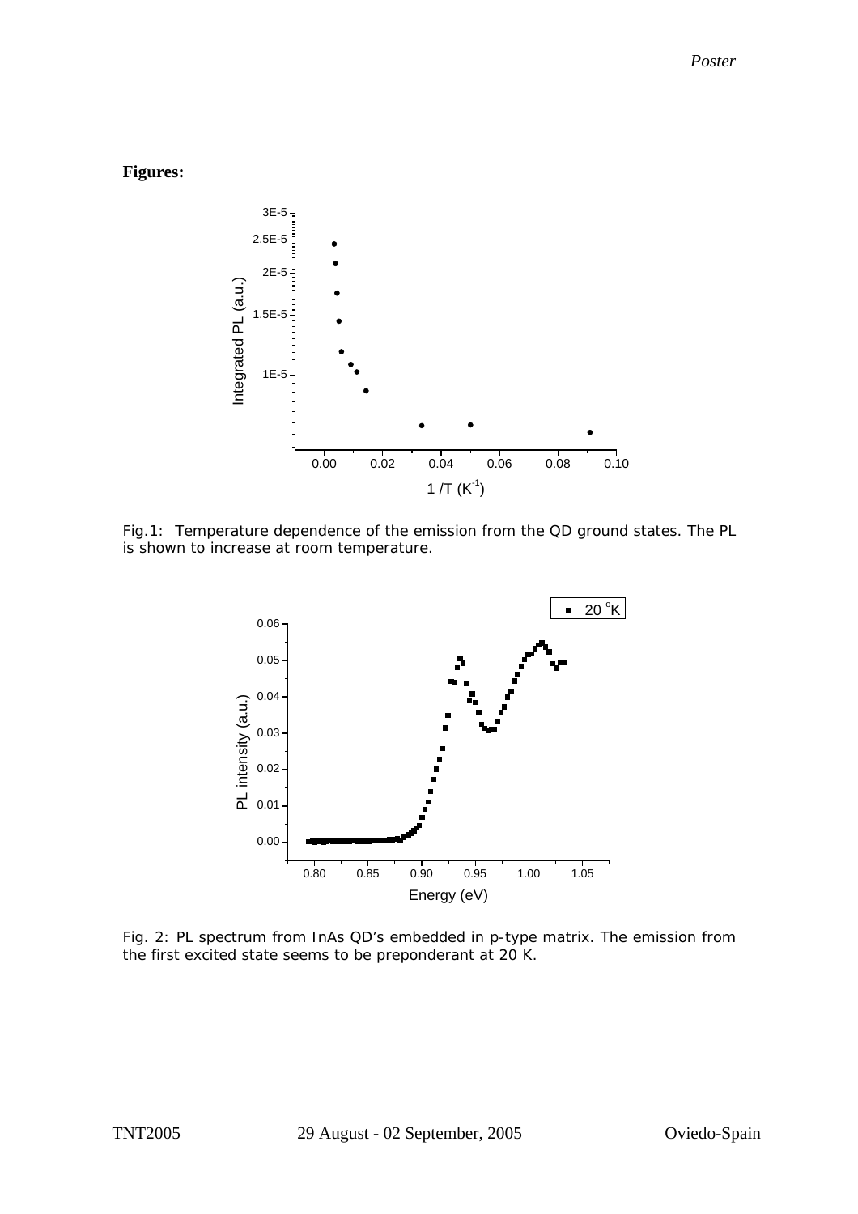**Figures:**

3E-5
2.5E-5
2E-5
1.5E-5
1E-5

Integrated PL (a.u.)

0.00 0.02 0.04 0.06 0.08 0.10

1 /T ($K^{-1}$)

Fig.1: Temperature dependence of the emission from the QD ground states. The PL is shown to increase at room temperature.

20 $^{o}$K

0.06
0.05
0.04
0.03
0.02
0.01
0.00

PL intensity (a.u.)

0.80 0.85 0.90 0.95 1.00 1.05

Energy (eV)

Fig. 2: PL spectrum from InAs QD's embedded in p-type matrix. The emission from the first excited state seems to be preponderant at 20 K.